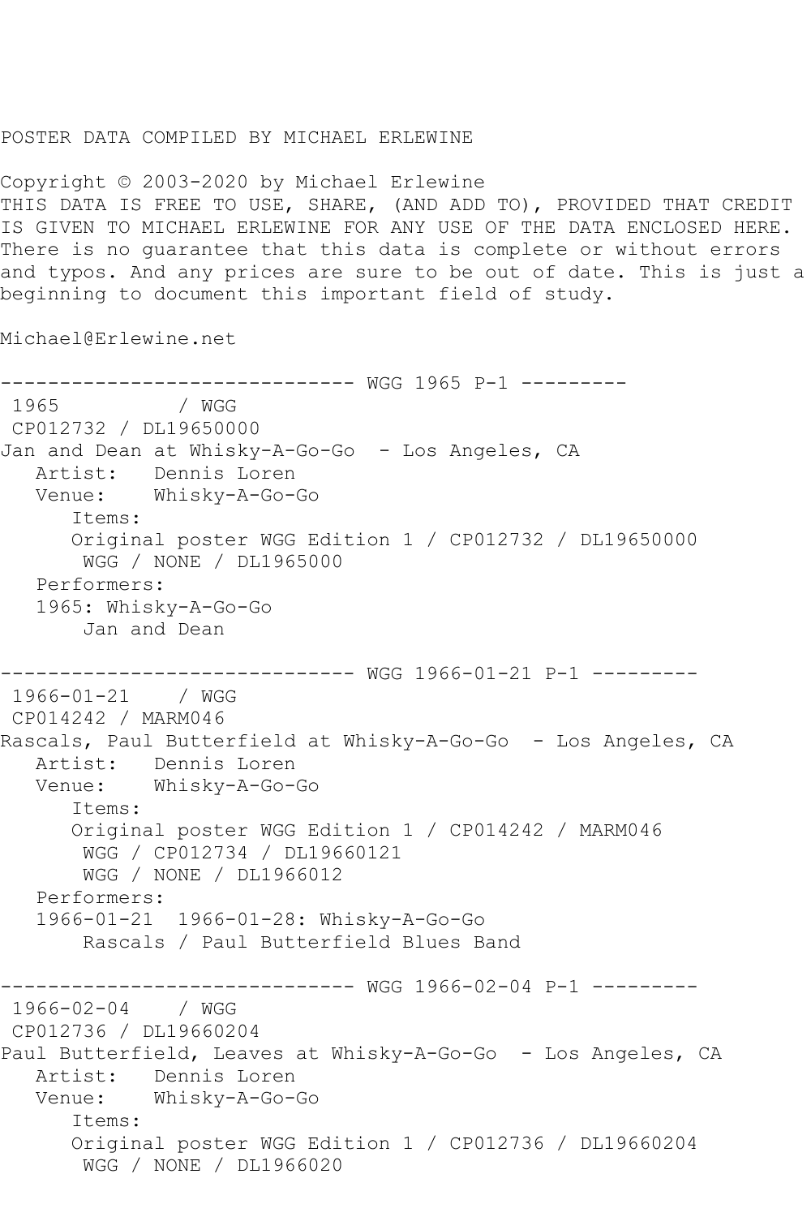POSTER DATA COMPILED BY MICHAEL ERLEWINE

Copyright © 2003-2020 by Michael Erlewine
THIS DATA IS FREE TO USE, SHARE, (AND ADD TO), PROVIDED THAT CREDIT IS GIVEN TO MICHAEL ERLEWINE FOR ANY USE OF THE DATA ENCLOSED HERE. There is no guarantee that this data is complete or without errors and typos. And any prices are sure to be out of date. This is just a beginning to document this important field of study.

Michael@Erlewine.net

```
------------------------------ WGG 1965 P-1 ---------
 1965          / WGG
 CP012732 / DL19650000
Jan and Dean at Whisky-A-Go-Go  - Los Angeles, CA
   Artist:   Dennis Loren
   Venue:    Whisky-A-Go-Go
      Items:
      Original poster WGG Edition 1 / CP012732 / DL19650000
       WGG / NONE / DL1965000
   Performers:
   1965: Whisky-A-Go-Go
       Jan and Dean

------------------------------ WGG 1966-01-21 P-1 ---------
 1966-01-21    / WGG
 CP014242 / MARM046
Rascals, Paul Butterfield at Whisky-A-Go-Go  - Los Angeles, CA
   Artist:   Dennis Loren
   Venue:    Whisky-A-Go-Go
      Items:
      Original poster WGG Edition 1 / CP014242 / MARM046
       WGG / CP012734 / DL19660121
       WGG / NONE / DL1966012
   Performers:
   1966-01-21  1966-01-28: Whisky-A-Go-Go
       Rascals / Paul Butterfield Blues Band

------------------------------ WGG 1966-02-04 P-1 ---------
 1966-02-04    / WGG
 CP012736 / DL19660204
Paul Butterfield, Leaves at Whisky-A-Go-Go  - Los Angeles, CA
   Artist:   Dennis Loren
   Venue:    Whisky-A-Go-Go
      Items:
      Original poster WGG Edition 1 / CP012736 / DL19660204
       WGG / NONE / DL1966020
```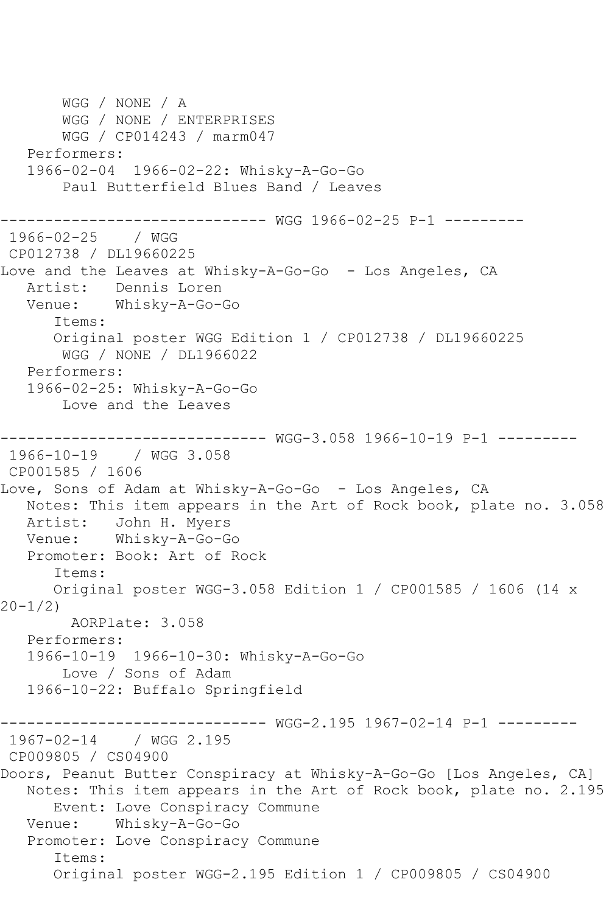```
       WGG / NONE / A
       WGG / NONE / ENTERPRISES
       WGG / CP014243 / marm047
   Performers:
   1966-02-04  1966-02-22: Whisky-A-Go-Go
       Paul Butterfield Blues Band / Leaves

------------------------------ WGG 1966-02-25 P-1 ---------
 1966-02-25    / WGG
 CP012738 / DL19660225
Love and the Leaves at Whisky-A-Go-Go  - Los Angeles, CA
   Artist:   Dennis Loren
   Venue:    Whisky-A-Go-Go
      Items:
      Original poster WGG Edition 1 / CP012738 / DL19660225
       WGG / NONE / DL1966022
   Performers:
   1966-02-25: Whisky-A-Go-Go
       Love and the Leaves

------------------------------ WGG-3.058 1966-10-19 P-1 ---------
 1966-10-19    / WGG 3.058
 CP001585 / 1606
Love, Sons of Adam at Whisky-A-Go-Go  - Los Angeles, CA
   Notes: This item appears in the Art of Rock book, plate no. 3.058
   Artist:   John H. Myers
   Venue:    Whisky-A-Go-Go
   Promoter: Book: Art of Rock
      Items:
      Original poster WGG-3.058 Edition 1 / CP001585 / 1606 (14 x 
20-1/2)
        AORPlate: 3.058
   Performers:
   1966-10-19  1966-10-30: Whisky-A-Go-Go
       Love / Sons of Adam
   1966-10-22: Buffalo Springfield

------------------------------ WGG-2.195 1967-02-14 P-1 ---------
 1967-02-14    / WGG 2.195
 CP009805 / CS04900
Doors, Peanut Butter Conspiracy at Whisky-A-Go-Go [Los Angeles, CA]
   Notes: This item appears in the Art of Rock book, plate no. 2.195
      Event: Love Conspiracy Commune
   Venue:    Whisky-A-Go-Go
   Promoter: Love Conspiracy Commune
      Items:
      Original poster WGG-2.195 Edition 1 / CP009805 / CS04900
```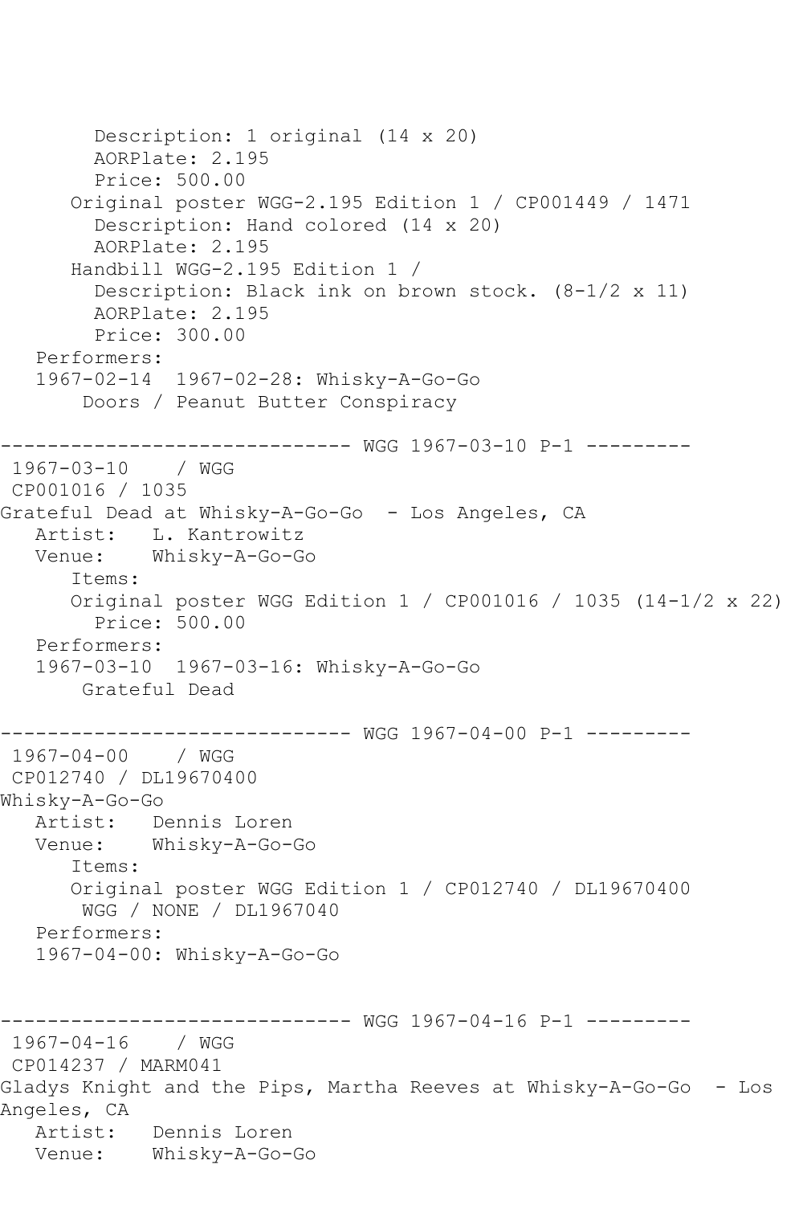```
        Description: 1 original (14 x 20)
        AORPlate: 2.195
        Price: 500.00
      Original poster WGG-2.195 Edition 1 / CP001449 / 1471
        Description: Hand colored (14 x 20)
        AORPlate: 2.195
      Handbill WGG-2.195 Edition 1 /
        Description: Black ink on brown stock. (8-1/2 x 11)
        AORPlate: 2.195
        Price: 300.00
   Performers:
   1967-02-14  1967-02-28: Whisky-A-Go-Go
       Doors / Peanut Butter Conspiracy

------------------------------ WGG 1967-03-10 P-1 ---------
 1967-03-10    / WGG
 CP001016 / 1035
Grateful Dead at Whisky-A-Go-Go  - Los Angeles, CA
   Artist:   L. Kantrowitz
   Venue:    Whisky-A-Go-Go
      Items:
      Original poster WGG Edition 1 / CP001016 / 1035 (14-1/2 x 22)
        Price: 500.00
   Performers:
   1967-03-10  1967-03-16: Whisky-A-Go-Go
       Grateful Dead

------------------------------ WGG 1967-04-00 P-1 ---------
 1967-04-00    / WGG
 CP012740 / DL19670400
Whisky-A-Go-Go
   Artist:   Dennis Loren
   Venue:    Whisky-A-Go-Go
      Items:
      Original poster WGG Edition 1 / CP012740 / DL19670400
       WGG / NONE / DL1967040
   Performers:
   1967-04-00: Whisky-A-Go-Go


------------------------------ WGG 1967-04-16 P-1 ---------
 1967-04-16    / WGG
 CP014237 / MARM041
Gladys Knight and the Pips, Martha Reeves at Whisky-A-Go-Go  - Los
Angeles, CA
   Artist:   Dennis Loren
   Venue:    Whisky-A-Go-Go
```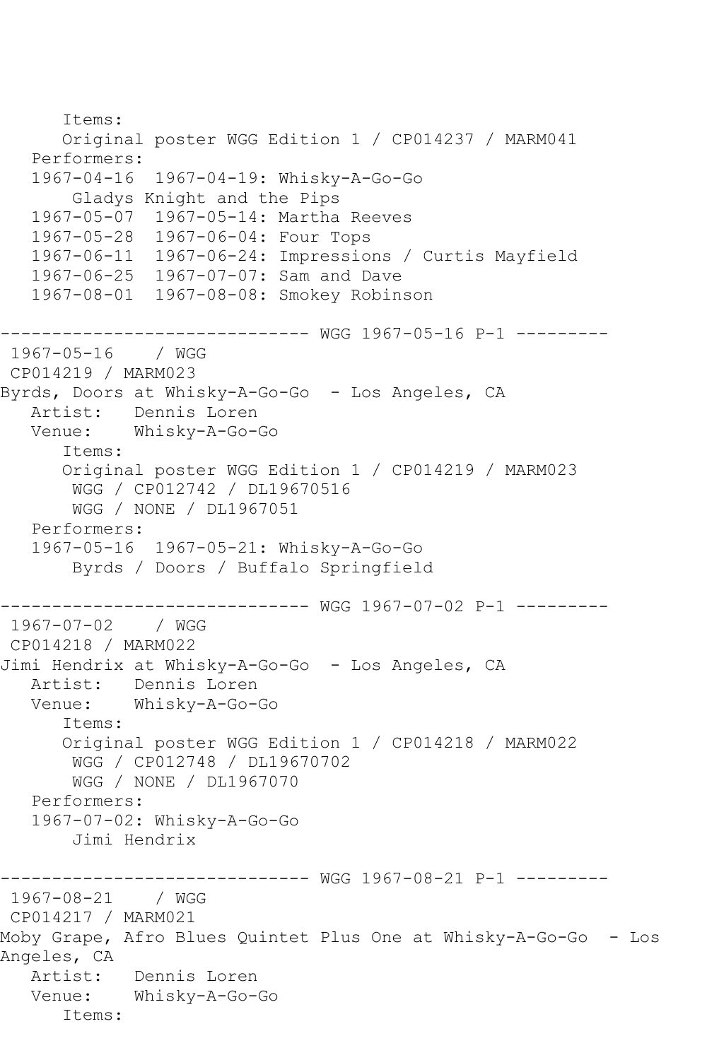```
      Items:
      Original poster WGG Edition 1 / CP014237 / MARM041
   Performers:
   1967-04-16  1967-04-19: Whisky-A-Go-Go
       Gladys Knight and the Pips
   1967-05-07  1967-05-14: Martha Reeves
   1967-05-28  1967-06-04: Four Tops
   1967-06-11  1967-06-24: Impressions / Curtis Mayfield
   1967-06-25  1967-07-07: Sam and Dave
   1967-08-01  1967-08-08: Smokey Robinson

------------------------------ WGG 1967-05-16 P-1 ---------
 1967-05-16    / WGG
 CP014219 / MARM023
Byrds, Doors at Whisky-A-Go-Go  - Los Angeles, CA
   Artist:   Dennis Loren
   Venue:    Whisky-A-Go-Go
      Items:
      Original poster WGG Edition 1 / CP014219 / MARM023
       WGG / CP012742 / DL19670516
       WGG / NONE / DL1967051
   Performers:
   1967-05-16  1967-05-21: Whisky-A-Go-Go
       Byrds / Doors / Buffalo Springfield

------------------------------ WGG 1967-07-02 P-1 ---------
 1967-07-02    / WGG
 CP014218 / MARM022
Jimi Hendrix at Whisky-A-Go-Go  - Los Angeles, CA
   Artist:   Dennis Loren
   Venue:    Whisky-A-Go-Go
      Items:
      Original poster WGG Edition 1 / CP014218 / MARM022
       WGG / CP012748 / DL19670702
       WGG / NONE / DL1967070
   Performers:
   1967-07-02: Whisky-A-Go-Go
       Jimi Hendrix

------------------------------ WGG 1967-08-21 P-1 ---------
 1967-08-21    / WGG
 CP014217 / MARM021
Moby Grape, Afro Blues Quintet Plus One at Whisky-A-Go-Go  - Los
Angeles, CA
   Artist:   Dennis Loren
   Venue:    Whisky-A-Go-Go
      Items:
```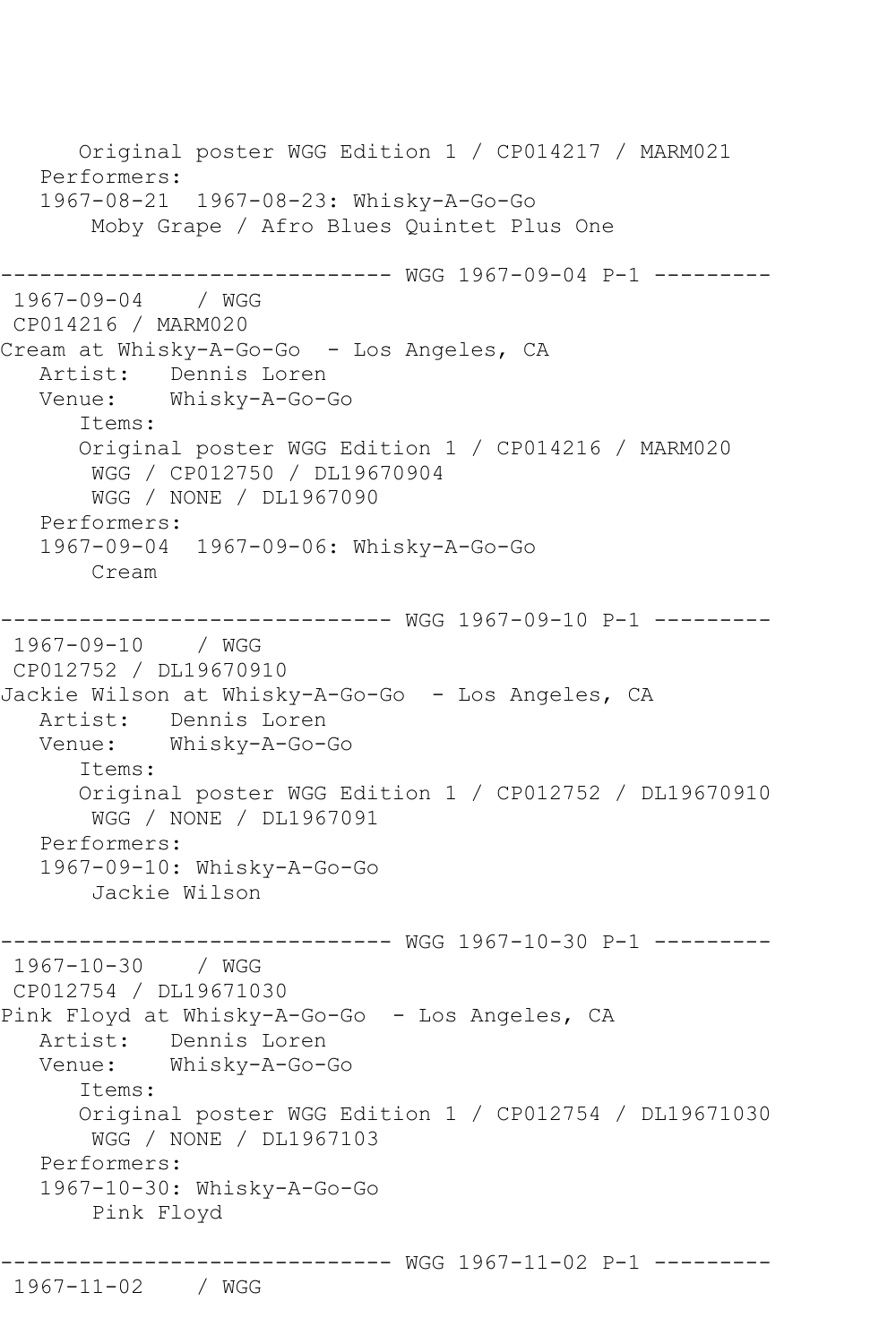```
      Original poster WGG Edition 1 / CP014217 / MARM021
   Performers:
   1967-08-21  1967-08-23: Whisky-A-Go-Go
       Moby Grape / Afro Blues Quintet Plus One

------------------------------ WGG 1967-09-04 P-1 ---------
 1967-09-04    / WGG
 CP014216 / MARM020
Cream at Whisky-A-Go-Go  - Los Angeles, CA
   Artist:   Dennis Loren
   Venue:    Whisky-A-Go-Go
      Items:
      Original poster WGG Edition 1 / CP014216 / MARM020
       WGG / CP012750 / DL19670904
       WGG / NONE / DL1967090
   Performers:
   1967-09-04  1967-09-06: Whisky-A-Go-Go
       Cream

------------------------------ WGG 1967-09-10 P-1 ---------
 1967-09-10    / WGG
 CP012752 / DL19670910
Jackie Wilson at Whisky-A-Go-Go  - Los Angeles, CA
   Artist:   Dennis Loren
   Venue:    Whisky-A-Go-Go
      Items:
      Original poster WGG Edition 1 / CP012752 / DL19670910
       WGG / NONE / DL1967091
   Performers:
   1967-09-10: Whisky-A-Go-Go
       Jackie Wilson

------------------------------ WGG 1967-10-30 P-1 ---------
 1967-10-30    / WGG
 CP012754 / DL19671030
Pink Floyd at Whisky-A-Go-Go  - Los Angeles, CA
   Artist:   Dennis Loren
   Venue:    Whisky-A-Go-Go
      Items:
      Original poster WGG Edition 1 / CP012754 / DL19671030
       WGG / NONE / DL1967103
   Performers:
   1967-10-30: Whisky-A-Go-Go
       Pink Floyd

------------------------------ WGG 1967-11-02 P-1 ---------
 1967-11-02    / WGG
```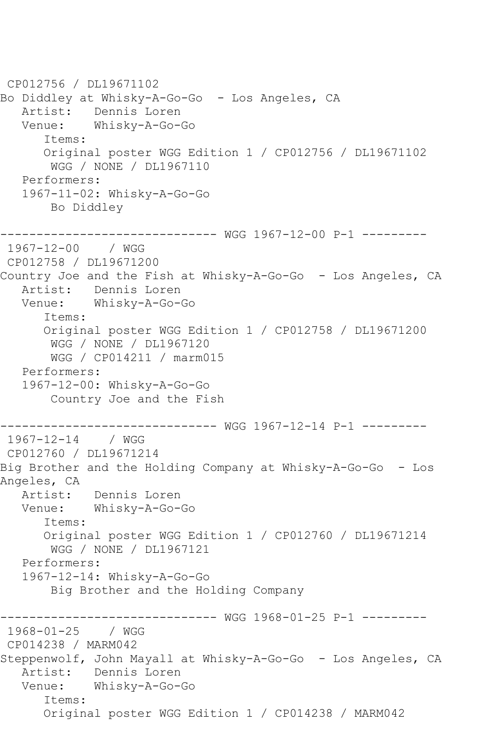```
 CP012756 / DL19671102
Bo Diddley at Whisky-A-Go-Go  - Los Angeles, CA
   Artist:   Dennis Loren
   Venue:    Whisky-A-Go-Go
      Items:
      Original poster WGG Edition 1 / CP012756 / DL19671102
       WGG / NONE / DL1967110
   Performers:
   1967-11-02: Whisky-A-Go-Go
       Bo Diddley

------------------------------ WGG 1967-12-00 P-1 ---------
 1967-12-00    / WGG
 CP012758 / DL19671200
Country Joe and the Fish at Whisky-A-Go-Go  - Los Angeles, CA
   Artist:   Dennis Loren
   Venue:    Whisky-A-Go-Go
      Items:
      Original poster WGG Edition 1 / CP012758 / DL19671200
       WGG / NONE / DL1967120
       WGG / CP014211 / marm015
   Performers:
   1967-12-00: Whisky-A-Go-Go
       Country Joe and the Fish

------------------------------ WGG 1967-12-14 P-1 ---------
 1967-12-14    / WGG
 CP012760 / DL19671214
Big Brother and the Holding Company at Whisky-A-Go-Go  - Los
Angeles, CA
   Artist:   Dennis Loren
   Venue:    Whisky-A-Go-Go
      Items:
      Original poster WGG Edition 1 / CP012760 / DL19671214
       WGG / NONE / DL1967121
   Performers:
   1967-12-14: Whisky-A-Go-Go
       Big Brother and the Holding Company

------------------------------ WGG 1968-01-25 P-1 ---------
 1968-01-25    / WGG
 CP014238 / MARM042
Steppenwolf, John Mayall at Whisky-A-Go-Go  - Los Angeles, CA
   Artist:   Dennis Loren
   Venue:    Whisky-A-Go-Go
      Items:
      Original poster WGG Edition 1 / CP014238 / MARM042
```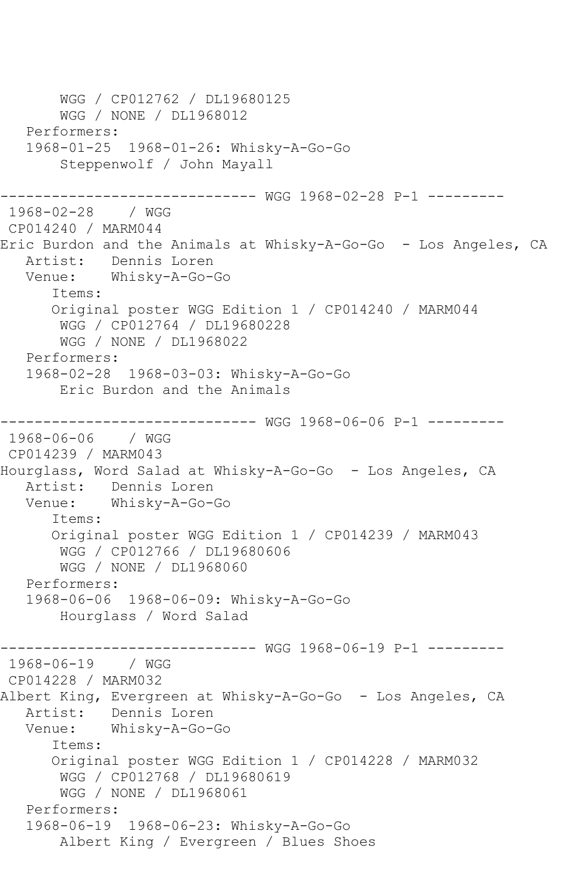```
       WGG / CP012762 / DL19680125
       WGG / NONE / DL1968012
   Performers:
   1968-01-25  1968-01-26: Whisky-A-Go-Go
       Steppenwolf / John Mayall

------------------------------ WGG 1968-02-28 P-1 ---------
 1968-02-28    / WGG
 CP014240 / MARM044
Eric Burdon and the Animals at Whisky-A-Go-Go  - Los Angeles, CA
   Artist:   Dennis Loren
   Venue:    Whisky-A-Go-Go
      Items:
      Original poster WGG Edition 1 / CP014240 / MARM044
       WGG / CP012764 / DL19680228
       WGG / NONE / DL1968022
   Performers:
   1968-02-28  1968-03-03: Whisky-A-Go-Go
       Eric Burdon and the Animals

------------------------------ WGG 1968-06-06 P-1 ---------
 1968-06-06    / WGG
 CP014239 / MARM043
Hourglass, Word Salad at Whisky-A-Go-Go  - Los Angeles, CA
   Artist:   Dennis Loren
   Venue:    Whisky-A-Go-Go
      Items:
      Original poster WGG Edition 1 / CP014239 / MARM043
       WGG / CP012766 / DL19680606
       WGG / NONE / DL1968060
   Performers:
   1968-06-06  1968-06-09: Whisky-A-Go-Go
       Hourglass / Word Salad

------------------------------ WGG 1968-06-19 P-1 ---------
 1968-06-19    / WGG
 CP014228 / MARM032
Albert King, Evergreen at Whisky-A-Go-Go  - Los Angeles, CA
   Artist:   Dennis Loren
   Venue:    Whisky-A-Go-Go
      Items:
      Original poster WGG Edition 1 / CP014228 / MARM032
       WGG / CP012768 / DL19680619
       WGG / NONE / DL1968061
   Performers:
   1968-06-19  1968-06-23: Whisky-A-Go-Go
       Albert King / Evergreen / Blues Shoes
```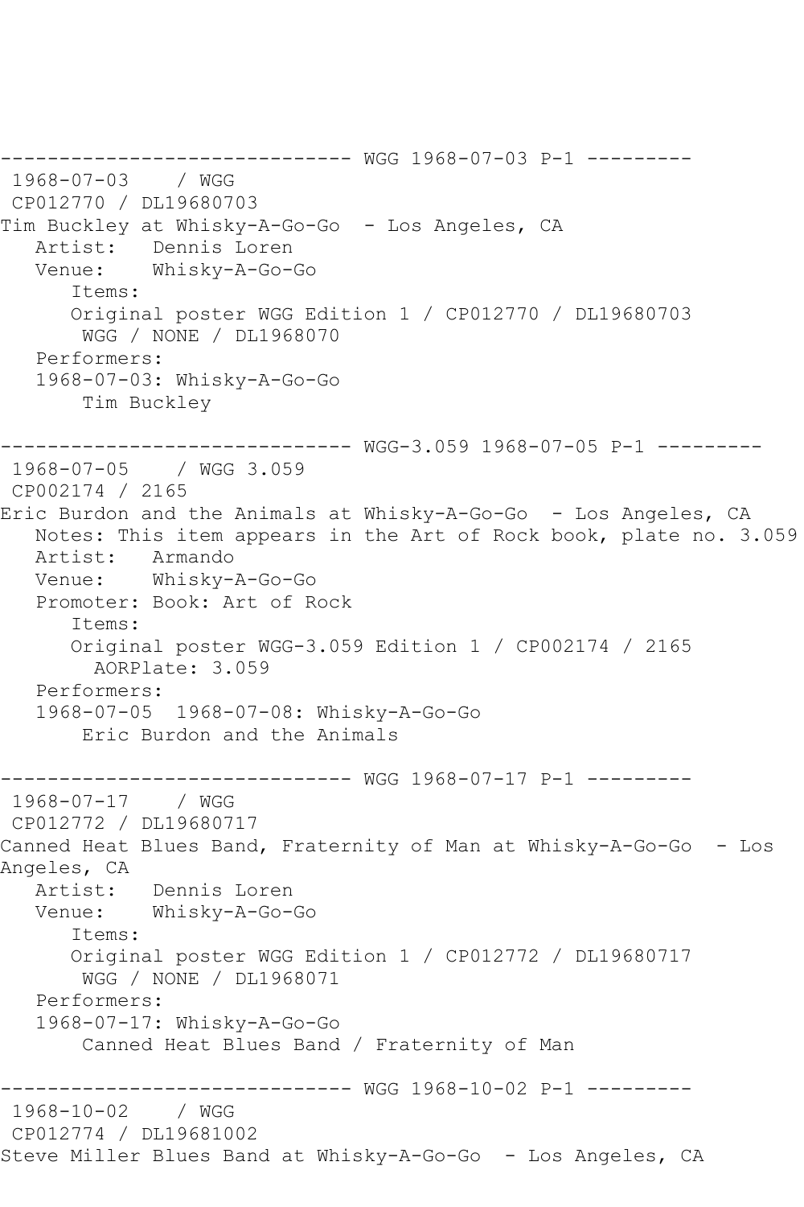------------------------------ WGG 1968-07-03 P-1 ---------

1968-07-03 / WGG
CP012770 / DL19680703
Tim Buckley at Whisky-A-Go-Go - Los Angeles, CA
Artist: Dennis Loren
Venue: Whisky-A-Go-Go
Items:
Original poster WGG Edition 1 / CP012770 / DL19680703
WGG / NONE / DL1968070
Performers:
1968-07-03: Whisky-A-Go-Go
Tim Buckley

------------------------------ WGG-3.059 1968-07-05 P-1 ---------

1968-07-05 / WGG 3.059
CP002174 / 2165
Eric Burdon and the Animals at Whisky-A-Go-Go - Los Angeles, CA
Notes: This item appears in the Art of Rock book, plate no. 3.059
Artist: Armando
Venue: Whisky-A-Go-Go
Promoter: Book: Art of Rock
Items:
Original poster WGG-3.059 Edition 1 / CP002174 / 2165
AORPlate: 3.059
Performers:
1968-07-05 1968-07-08: Whisky-A-Go-Go
Eric Burdon and the Animals

------------------------------ WGG 1968-07-17 P-1 ---------

1968-07-17 / WGG
CP012772 / DL19680717
Canned Heat Blues Band, Fraternity of Man at Whisky-A-Go-Go - Los Angeles, CA
Artist: Dennis Loren
Venue: Whisky-A-Go-Go
Items:
Original poster WGG Edition 1 / CP012772 / DL19680717
WGG / NONE / DL1968071
Performers:
1968-07-17: Whisky-A-Go-Go
Canned Heat Blues Band / Fraternity of Man

------------------------------ WGG 1968-10-02 P-1 ---------

1968-10-02 / WGG
CP012774 / DL19681002
Steve Miller Blues Band at Whisky-A-Go-Go - Los Angeles, CA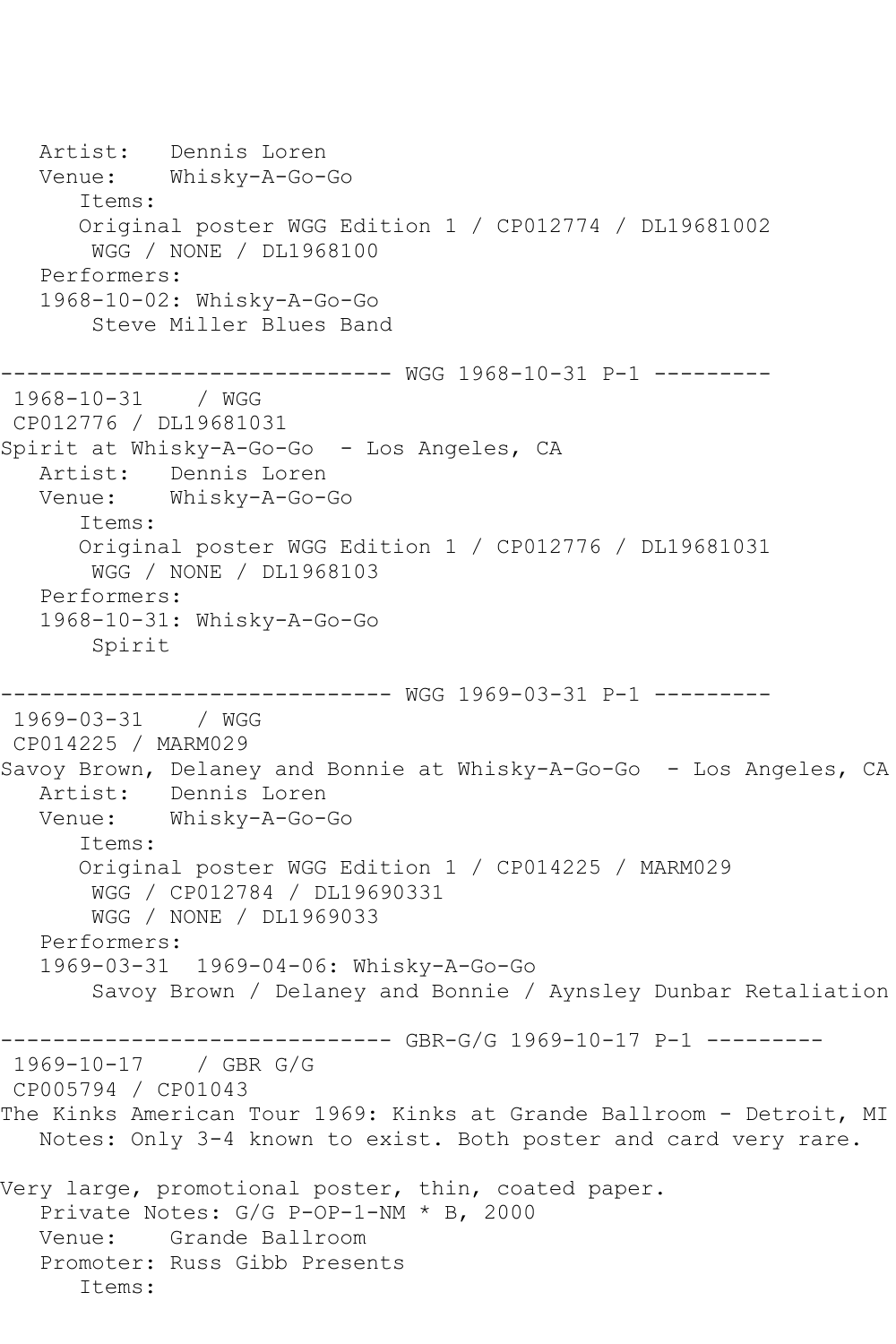```
   Artist:   Dennis Loren
   Venue:    Whisky-A-Go-Go
      Items:
      Original poster WGG Edition 1 / CP012774 / DL19681002
       WGG / NONE / DL1968100
   Performers:
   1968-10-02: Whisky-A-Go-Go
       Steve Miller Blues Band

------------------------------ WGG 1968-10-31 P-1 ---------
 1968-10-31    / WGG
 CP012776 / DL19681031
Spirit at Whisky-A-Go-Go  - Los Angeles, CA
   Artist:   Dennis Loren
   Venue:    Whisky-A-Go-Go
      Items:
      Original poster WGG Edition 1 / CP012776 / DL19681031
       WGG / NONE / DL1968103
   Performers:
   1968-10-31: Whisky-A-Go-Go
       Spirit

------------------------------ WGG 1969-03-31 P-1 ---------
 1969-03-31    / WGG
 CP014225 / MARM029
Savoy Brown, Delaney and Bonnie at Whisky-A-Go-Go  - Los Angeles, CA
   Artist:   Dennis Loren
   Venue:    Whisky-A-Go-Go
      Items:
      Original poster WGG Edition 1 / CP014225 / MARM029
       WGG / CP012784 / DL19690331
       WGG / NONE / DL1969033
   Performers:
   1969-03-31  1969-04-06: Whisky-A-Go-Go
       Savoy Brown / Delaney and Bonnie / Aynsley Dunbar Retaliation

------------------------------ GBR-G/G 1969-10-17 P-1 ---------
 1969-10-17    / GBR G/G
 CP005794 / CP01043
The Kinks American Tour 1969: Kinks at Grande Ballroom - Detroit, MI
   Notes: Only 3-4 known to exist. Both poster and card very rare.

Very large, promotional poster, thin, coated paper.
   Private Notes: G/G P-OP-1-NM * B, 2000
   Venue:    Grande Ballroom
   Promoter: Russ Gibb Presents
      Items:
```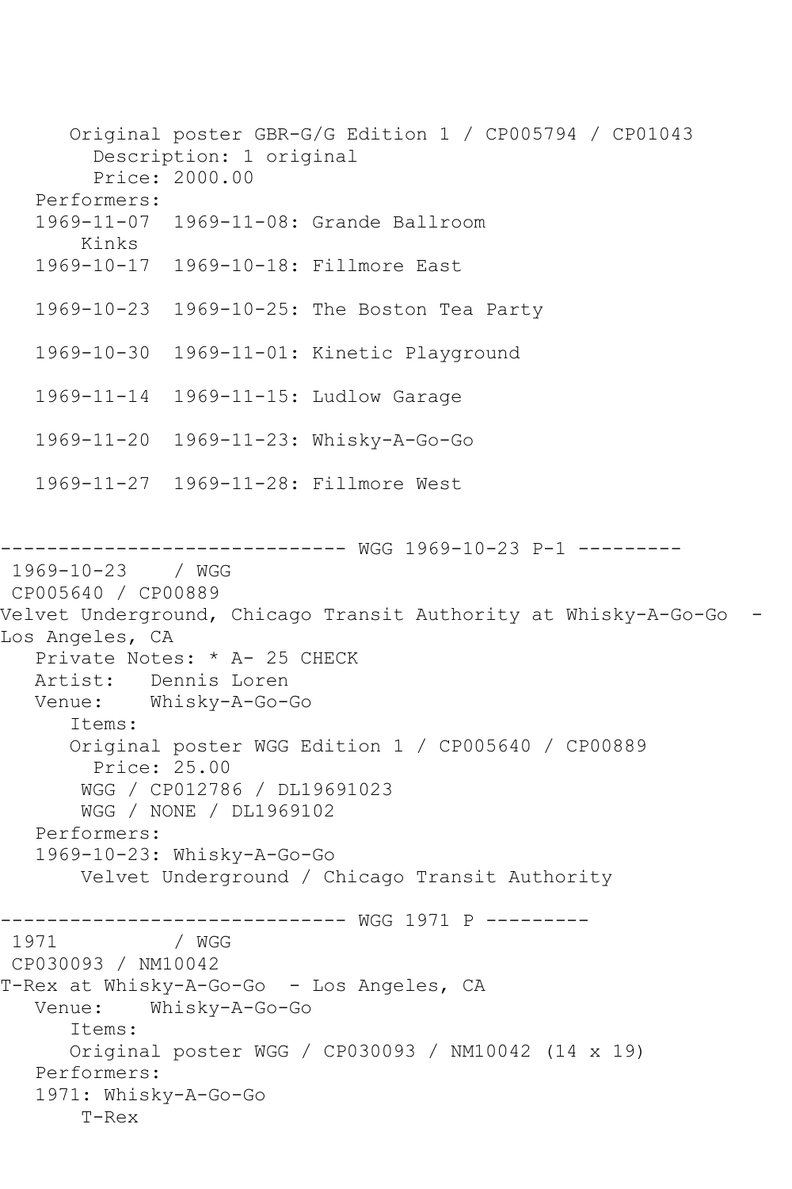```
      Original poster GBR-G/G Edition 1 / CP005794 / CP01043
        Description: 1 original
        Price: 2000.00
   Performers:
   1969-11-07  1969-11-08: Grande Ballroom
       Kinks
   1969-10-17  1969-10-18: Fillmore East

   1969-10-23  1969-10-25: The Boston Tea Party

   1969-10-30  1969-11-01: Kinetic Playground

   1969-11-14  1969-11-15: Ludlow Garage

   1969-11-20  1969-11-23: Whisky-A-Go-Go

   1969-11-27  1969-11-28: Fillmore West


------------------------------ WGG 1969-10-23 P-1 ---------
 1969-10-23    / WGG
 CP005640 / CP00889
Velvet Underground, Chicago Transit Authority at Whisky-A-Go-Go  -
Los Angeles, CA
   Private Notes: * A- 25 CHECK
   Artist:   Dennis Loren
   Venue:    Whisky-A-Go-Go
      Items:
      Original poster WGG Edition 1 / CP005640 / CP00889
        Price: 25.00
       WGG / CP012786 / DL19691023
       WGG / NONE / DL1969102
   Performers:
   1969-10-23: Whisky-A-Go-Go
       Velvet Underground / Chicago Transit Authority

------------------------------ WGG 1971 P ---------
 1971          / WGG
 CP030093 / NM10042
T-Rex at Whisky-A-Go-Go  - Los Angeles, CA
   Venue:    Whisky-A-Go-Go
      Items:
      Original poster WGG / CP030093 / NM10042 (14 x 19)
   Performers:
   1971: Whisky-A-Go-Go
       T-Rex
```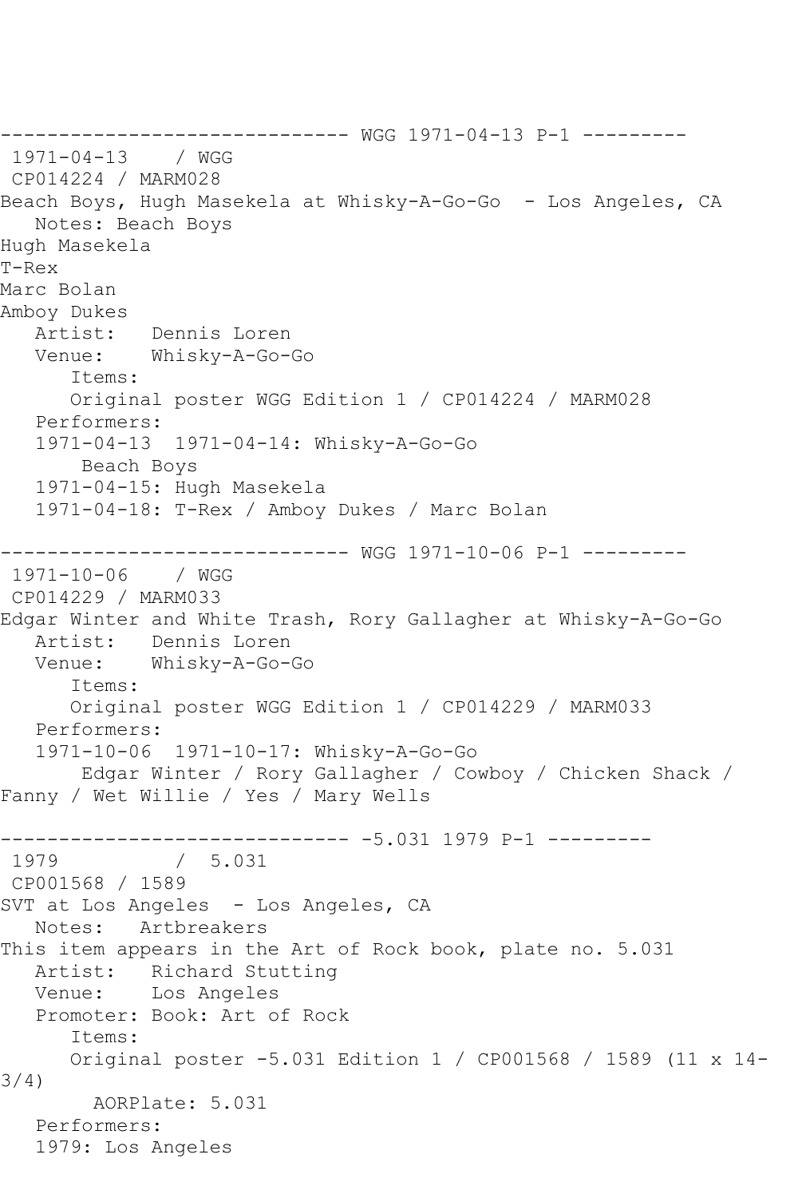------------------------------ WGG 1971-04-13 P-1 ---------
1971-04-13    / WGG
CP014224 / MARM028
Beach Boys, Hugh Masekela at Whisky-A-Go-Go  - Los Angeles, CA
   Notes: Beach Boys
Hugh Masekela
T-Rex
Marc Bolan
Amboy Dukes
   Artist:   Dennis Loren
   Venue:    Whisky-A-Go-Go
      Items:
      Original poster WGG Edition 1 / CP014224 / MARM028
   Performers:
   1971-04-13  1971-04-14: Whisky-A-Go-Go
       Beach Boys
   1971-04-15: Hugh Masekela
   1971-04-18: T-Rex / Amboy Dukes / Marc Bolan

------------------------------ WGG 1971-10-06 P-1 ---------
1971-10-06    / WGG
CP014229 / MARM033
Edgar Winter and White Trash, Rory Gallagher at Whisky-A-Go-Go
   Artist:   Dennis Loren
   Venue:    Whisky-A-Go-Go
      Items:
      Original poster WGG Edition 1 / CP014229 / MARM033
   Performers:
   1971-10-06  1971-10-17: Whisky-A-Go-Go
       Edgar Winter / Rory Gallagher / Cowboy / Chicken Shack /
Fanny / Wet Willie / Yes / Mary Wells

------------------------------ -5.031 1979 P-1 ---------
1979          /  5.031
CP001568 / 1589
SVT at Los Angeles  - Los Angeles, CA
   Notes:   Artbreakers
This item appears in the Art of Rock book, plate no. 5.031
   Artist:   Richard Stutting
   Venue:    Los Angeles
   Promoter: Book: Art of Rock
      Items:
      Original poster -5.031 Edition 1 / CP001568 / 1589 (11 x 14-3/4)
        AORPlate: 5.031
   Performers:
   1979: Los Angeles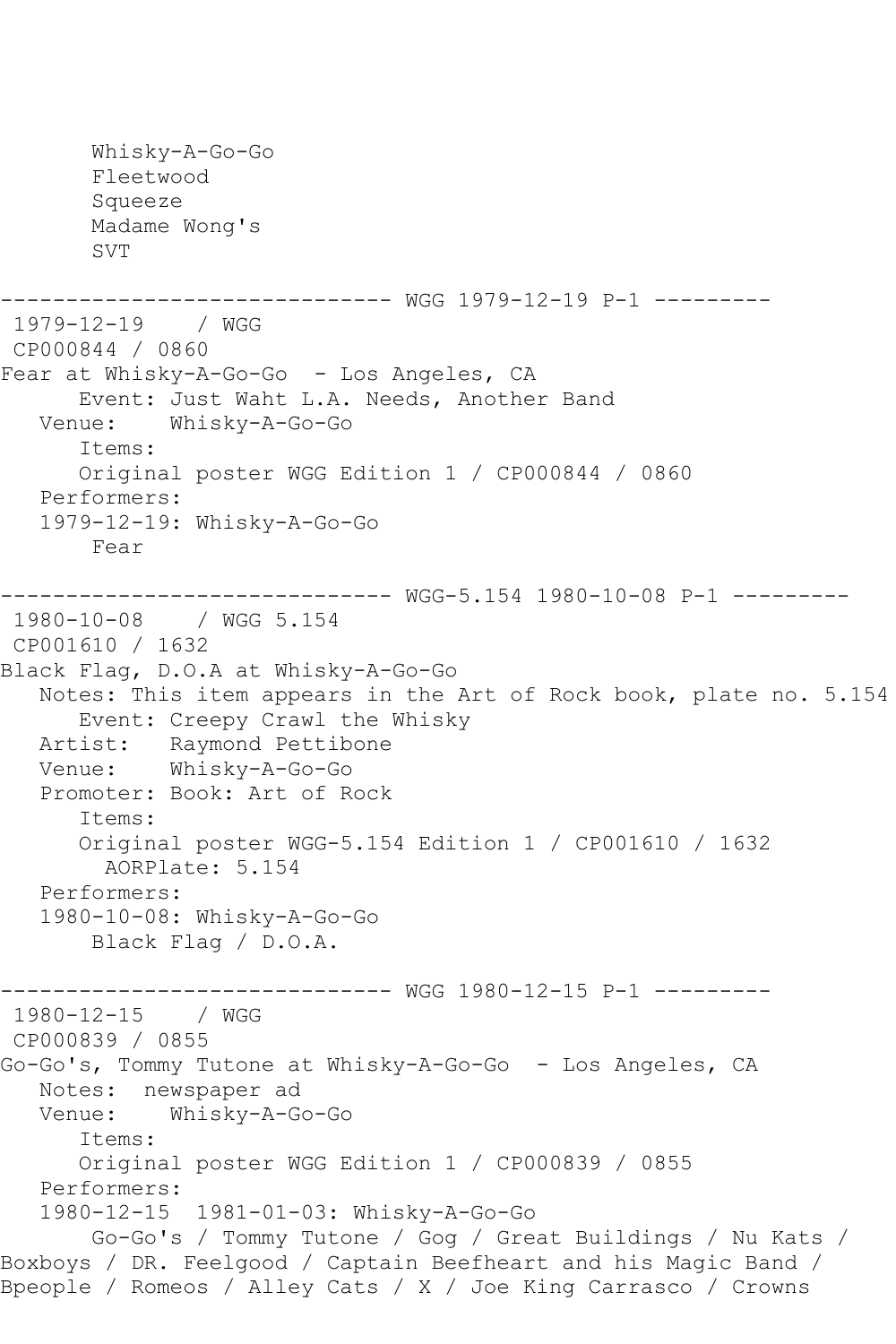Whisky-A-Go-Go
Fleetwood
Squeeze
Madame Wong's
SVT

------------------------------ WGG 1979-12-19 P-1 ---------

1979-12-19 / WGG
CP000844 / 0860
Fear at Whisky-A-Go-Go - Los Angeles, CA
Event: Just Waht L.A. Needs, Another Band
Venue: Whisky-A-Go-Go
Items:
Original poster WGG Edition 1 / CP000844 / 0860
Performers:
1979-12-19: Whisky-A-Go-Go
Fear

------------------------------ WGG-5.154 1980-10-08 P-1 ---------

1980-10-08 / WGG 5.154
CP001610 / 1632
Black Flag, D.O.A at Whisky-A-Go-Go
Notes: This item appears in the Art of Rock book, plate no. 5.154
Event: Creepy Crawl the Whisky
Artist: Raymond Pettibone
Venue: Whisky-A-Go-Go
Promoter: Book: Art of Rock
Items:
Original poster WGG-5.154 Edition 1 / CP001610 / 1632
AORPlate: 5.154
Performers:
1980-10-08: Whisky-A-Go-Go
Black Flag / D.O.A.

------------------------------ WGG 1980-12-15 P-1 ---------

1980-12-15 / WGG
CP000839 / 0855
Go-Go's, Tommy Tutone at Whisky-A-Go-Go - Los Angeles, CA
Notes: newspaper ad
Venue: Whisky-A-Go-Go
Items:
Original poster WGG Edition 1 / CP000839 / 0855
Performers:
1980-12-15 1981-01-03: Whisky-A-Go-Go
Go-Go's / Tommy Tutone / Gog / Great Buildings / Nu Kats / Boxboys / DR. Feelgood / Captain Beefheart and his Magic Band / Bpeople / Romeos / Alley Cats / X / Joe King Carrasco / Crowns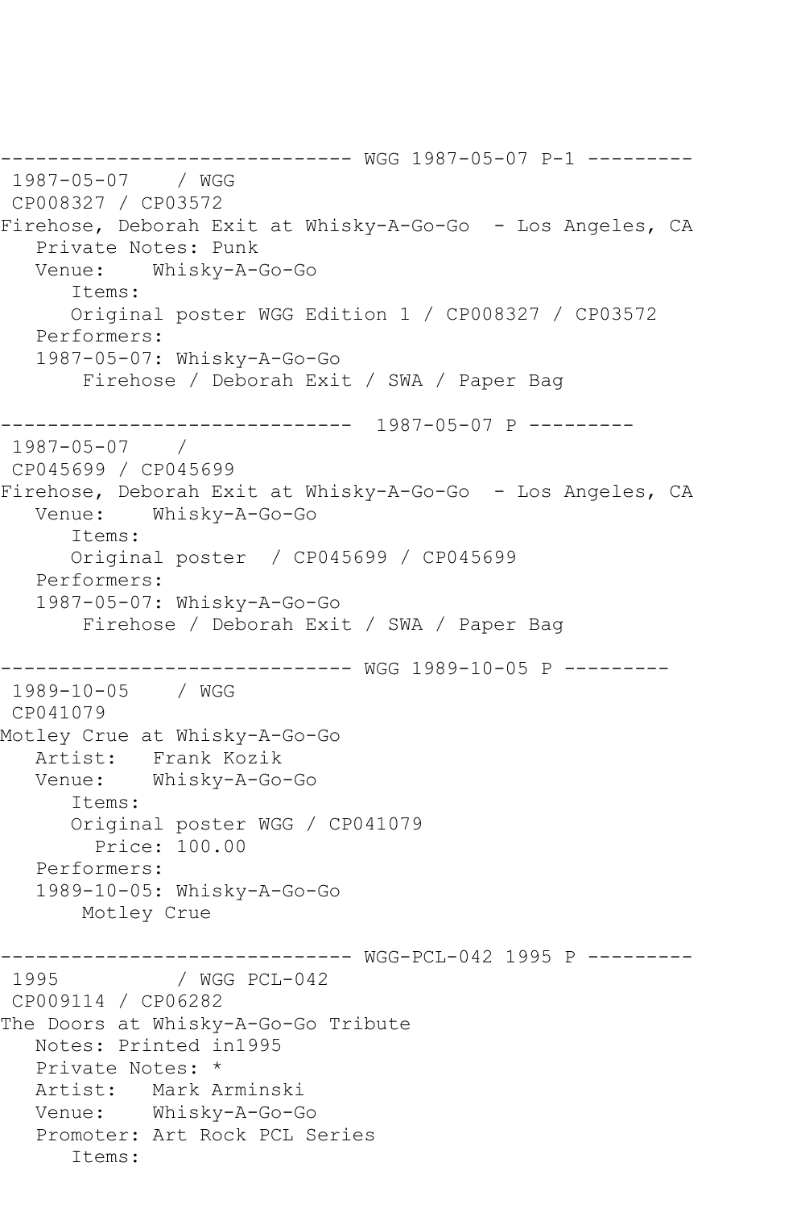```
------------------------------ WGG 1987-05-07 P-1 ---------
 1987-05-07    / WGG
 CP008327 / CP03572
Firehose, Deborah Exit at Whisky-A-Go-Go  - Los Angeles, CA
   Private Notes: Punk
   Venue:    Whisky-A-Go-Go
      Items:
      Original poster WGG Edition 1 / CP008327 / CP03572
   Performers:
   1987-05-07: Whisky-A-Go-Go
       Firehose / Deborah Exit / SWA / Paper Bag

------------------------------  1987-05-07 P ---------
 1987-05-07    /
 CP045699 / CP045699
Firehose, Deborah Exit at Whisky-A-Go-Go  - Los Angeles, CA
   Venue:    Whisky-A-Go-Go
      Items:
      Original poster  / CP045699 / CP045699
   Performers:
   1987-05-07: Whisky-A-Go-Go
       Firehose / Deborah Exit / SWA / Paper Bag

------------------------------ WGG 1989-10-05 P ---------
 1989-10-05    / WGG
 CP041079
Motley Crue at Whisky-A-Go-Go
   Artist:   Frank Kozik
   Venue:    Whisky-A-Go-Go
      Items:
      Original poster WGG / CP041079
        Price: 100.00
   Performers:
   1989-10-05: Whisky-A-Go-Go
       Motley Crue

------------------------------ WGG-PCL-042 1995 P ---------
 1995          / WGG PCL-042
 CP009114 / CP06282
The Doors at Whisky-A-Go-Go Tribute
   Notes: Printed in1995
   Private Notes: *
   Artist:   Mark Arminski
   Venue:    Whisky-A-Go-Go
   Promoter: Art Rock PCL Series
      Items:
```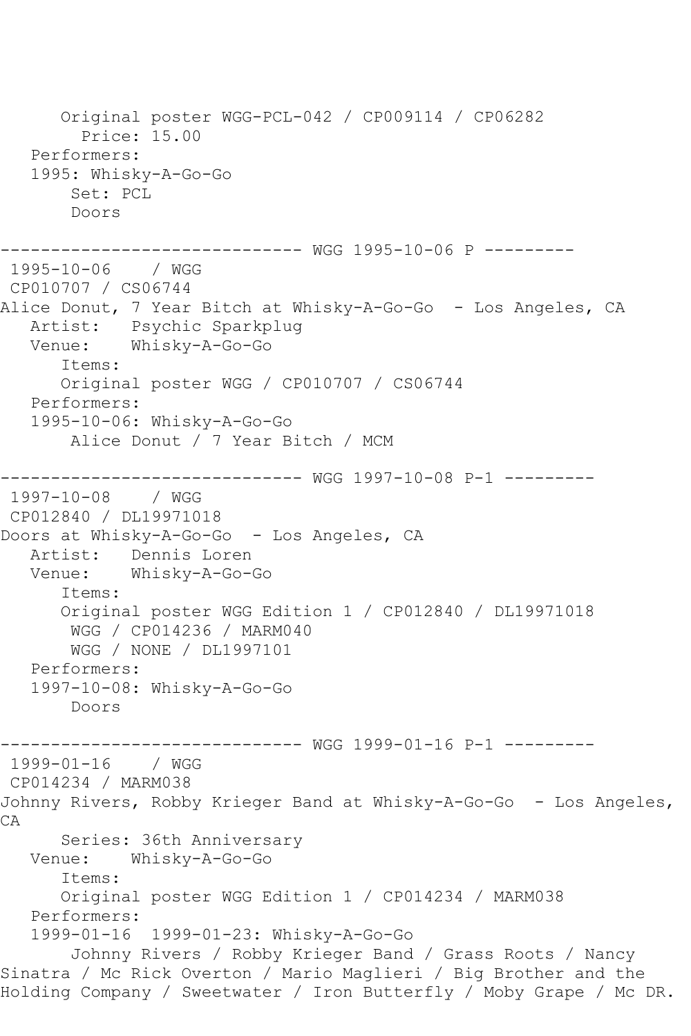Original poster WGG-PCL-042 / CP009114 / CP06282
Price: 15.00
Performers:
1995: Whisky-A-Go-Go
Set: PCL
Doors

------------------------------ WGG 1995-10-06 P ---------
1995-10-06 / WGG
CP010707 / CS06744
Alice Donut, 7 Year Bitch at Whisky-A-Go-Go - Los Angeles, CA
Artist: Psychic Sparkplug
Venue: Whisky-A-Go-Go
Items:
Original poster WGG / CP010707 / CS06744
Performers:
1995-10-06: Whisky-A-Go-Go
Alice Donut / 7 Year Bitch / MCM

------------------------------ WGG 1997-10-08 P-1 ---------
1997-10-08 / WGG
CP012840 / DL19971018
Doors at Whisky-A-Go-Go - Los Angeles, CA
Artist: Dennis Loren
Venue: Whisky-A-Go-Go
Items:
Original poster WGG Edition 1 / CP012840 / DL19971018
WGG / CP014236 / MARM040
WGG / NONE / DL1997101
Performers:
1997-10-08: Whisky-A-Go-Go
Doors

------------------------------ WGG 1999-01-16 P-1 ---------
1999-01-16 / WGG
CP014234 / MARM038
Johnny Rivers, Robby Krieger Band at Whisky-A-Go-Go - Los Angeles, CA
Series: 36th Anniversary
Venue: Whisky-A-Go-Go
Items:
Original poster WGG Edition 1 / CP014234 / MARM038
Performers:
1999-01-16 1999-01-23: Whisky-A-Go-Go
Johnny Rivers / Robby Krieger Band / Grass Roots / Nancy Sinatra / Mc Rick Overton / Mario Maglieri / Big Brother and the Holding Company / Sweetwater / Iron Butterfly / Moby Grape / Mc DR.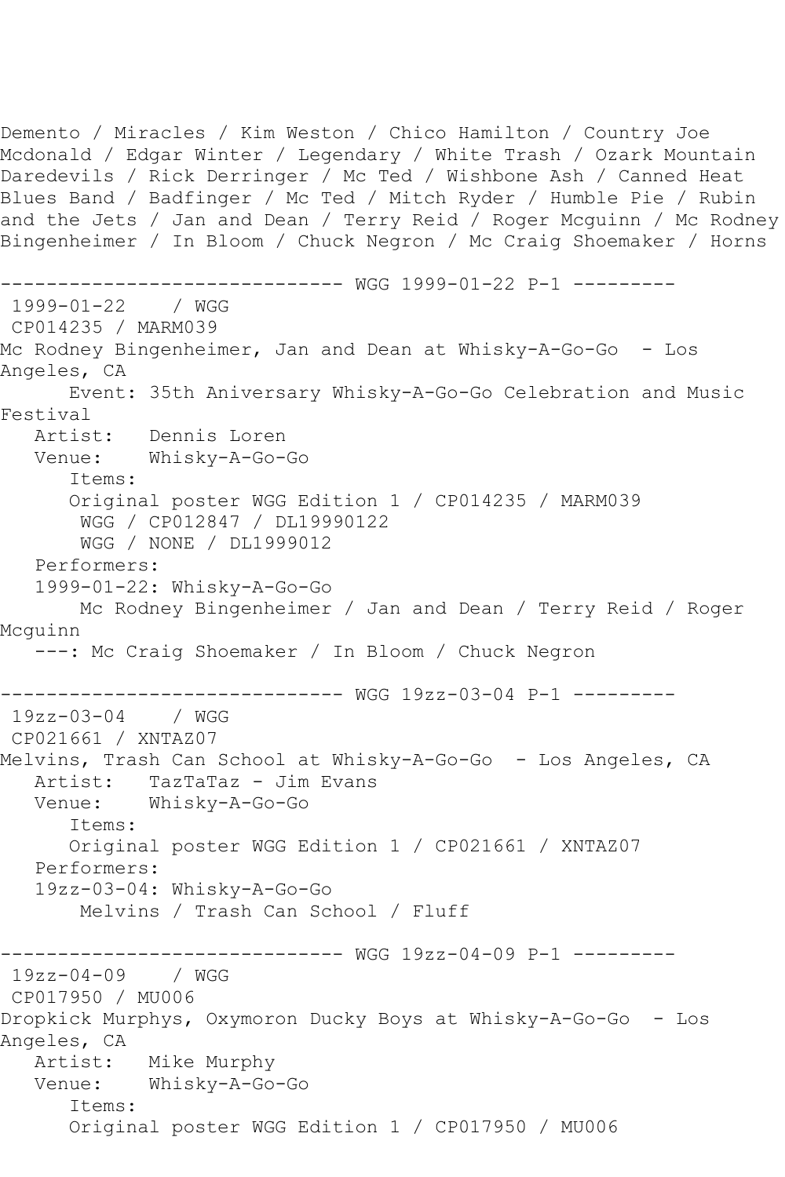Demento / Miracles / Kim Weston / Chico Hamilton / Country Joe Mcdonald / Edgar Winter / Legendary / White Trash / Ozark Mountain Daredevils / Rick Derringer / Mc Ted / Wishbone Ash / Canned Heat Blues Band / Badfinger / Mc Ted / Mitch Ryder / Humble Pie / Rubin and the Jets / Jan and Dean / Terry Reid / Roger Mcguinn / Mc Rodney Bingenheimer / In Bloom / Chuck Negron / Mc Craig Shoemaker / Horns

------------------------------ WGG 1999-01-22 P-1 ---------

```
 1999-01-22    / WGG
 CP014235 / MARM039
Mc Rodney Bingenheimer, Jan and Dean at Whisky-A-Go-Go  - Los Angeles, CA
      Event: 35th Aniversary Whisky-A-Go-Go Celebration and Music Festival
   Artist:   Dennis Loren
   Venue:    Whisky-A-Go-Go
      Items:
      Original poster WGG Edition 1 / CP014235 / MARM039
       WGG / CP012847 / DL19990122
       WGG / NONE / DL1999012
   Performers:
   1999-01-22: Whisky-A-Go-Go
       Mc Rodney Bingenheimer / Jan and Dean / Terry Reid / Roger Mcguinn
   ---: Mc Craig Shoemaker / In Bloom / Chuck Negron
```

------------------------------ WGG 19zz-03-04 P-1 ---------

```
 19zz-03-04    / WGG
 CP021661 / XNTAZ07
Melvins, Trash Can School at Whisky-A-Go-Go  - Los Angeles, CA
   Artist:   TazTaTaz - Jim Evans
   Venue:    Whisky-A-Go-Go
      Items:
      Original poster WGG Edition 1 / CP021661 / XNTAZ07
   Performers:
   19zz-03-04: Whisky-A-Go-Go
       Melvins / Trash Can School / Fluff
```

------------------------------ WGG 19zz-04-09 P-1 ---------

```
 19zz-04-09    / WGG
 CP017950 / MU006
Dropkick Murphys, Oxymoron Ducky Boys at Whisky-A-Go-Go  - Los Angeles, CA
   Artist:   Mike Murphy
   Venue:    Whisky-A-Go-Go
      Items:
      Original poster WGG Edition 1 / CP017950 / MU006
```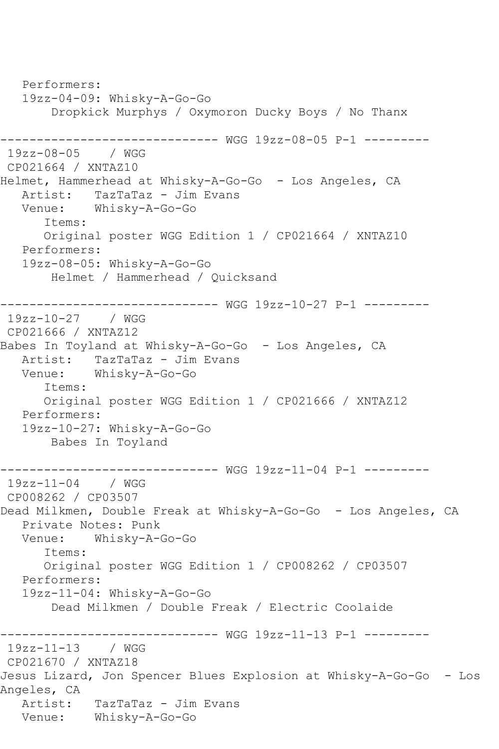```
   Performers:
   19zz-04-09: Whisky-A-Go-Go
        Dropkick Murphys / Oxymoron Ducky Boys / No Thanx

------------------------------ WGG 19zz-08-05 P-1 ---------
 19zz-08-05    / WGG
 CP021664 / XNTAZ10
Helmet, Hammerhead at Whisky-A-Go-Go  - Los Angeles, CA
   Artist:   TazTaTaz - Jim Evans
   Venue:    Whisky-A-Go-Go
      Items:
      Original poster WGG Edition 1 / CP021664 / XNTAZ10
   Performers:
   19zz-08-05: Whisky-A-Go-Go
        Helmet / Hammerhead / Quicksand

------------------------------ WGG 19zz-10-27 P-1 ---------
 19zz-10-27    / WGG
 CP021666 / XNTAZ12
Babes In Toyland at Whisky-A-Go-Go  - Los Angeles, CA
   Artist:   TazTaTaz - Jim Evans
   Venue:    Whisky-A-Go-Go
      Items:
      Original poster WGG Edition 1 / CP021666 / XNTAZ12
   Performers:
   19zz-10-27: Whisky-A-Go-Go
        Babes In Toyland

------------------------------ WGG 19zz-11-04 P-1 ---------
 19zz-11-04    / WGG
 CP008262 / CP03507
Dead Milkmen, Double Freak at Whisky-A-Go-Go  - Los Angeles, CA
   Private Notes: Punk
   Venue:    Whisky-A-Go-Go
      Items:
      Original poster WGG Edition 1 / CP008262 / CP03507
   Performers:
   19zz-11-04: Whisky-A-Go-Go
        Dead Milkmen / Double Freak / Electric Coolaide

------------------------------ WGG 19zz-11-13 P-1 ---------
 19zz-11-13    / WGG
 CP021670 / XNTAZ18
Jesus Lizard, Jon Spencer Blues Explosion at Whisky-A-Go-Go  - Los
Angeles, CA
   Artist:   TazTaTaz - Jim Evans
   Venue:    Whisky-A-Go-Go
```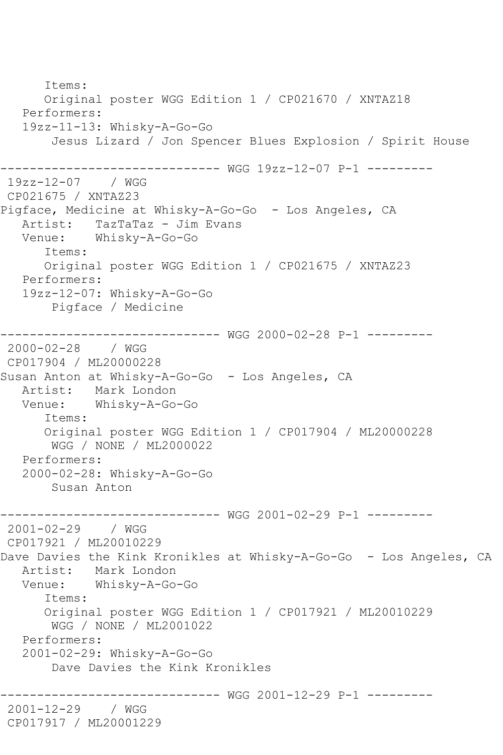```
      Items:
      Original poster WGG Edition 1 / CP021670 / XNTAZ18
   Performers:
   19zz-11-13: Whisky-A-Go-Go
       Jesus Lizard / Jon Spencer Blues Explosion / Spirit House

------------------------------ WGG 19zz-12-07 P-1 ---------
 19zz-12-07    / WGG
 CP021675 / XNTAZ23
Pigface, Medicine at Whisky-A-Go-Go  - Los Angeles, CA
   Artist:   TazTaTaz - Jim Evans
   Venue:    Whisky-A-Go-Go
      Items:
      Original poster WGG Edition 1 / CP021675 / XNTAZ23
   Performers:
   19zz-12-07: Whisky-A-Go-Go
       Pigface / Medicine

------------------------------ WGG 2000-02-28 P-1 ---------
 2000-02-28    / WGG
 CP017904 / ML20000228
Susan Anton at Whisky-A-Go-Go  - Los Angeles, CA
   Artist:   Mark London
   Venue:    Whisky-A-Go-Go
      Items:
      Original poster WGG Edition 1 / CP017904 / ML20000228
       WGG / NONE / ML2000022
   Performers:
   2000-02-28: Whisky-A-Go-Go
       Susan Anton

------------------------------ WGG 2001-02-29 P-1 ---------
 2001-02-29    / WGG
 CP017921 / ML20010229
Dave Davies the Kink Kronikles at Whisky-A-Go-Go  - Los Angeles, CA
   Artist:   Mark London
   Venue:    Whisky-A-Go-Go
      Items:
      Original poster WGG Edition 1 / CP017921 / ML20010229
       WGG / NONE / ML2001022
   Performers:
   2001-02-29: Whisky-A-Go-Go
       Dave Davies the Kink Kronikles

------------------------------ WGG 2001-12-29 P-1 ---------
 2001-12-29    / WGG
 CP017917 / ML20001229
```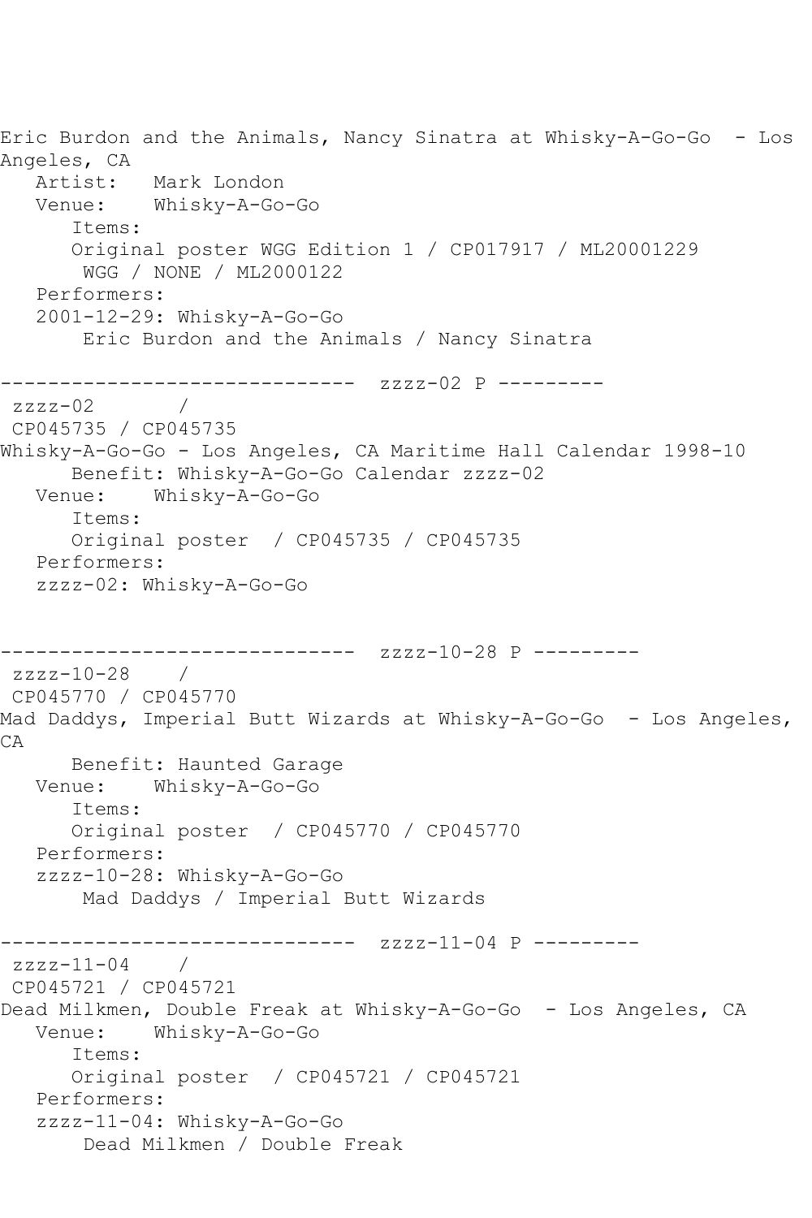Eric Burdon and the Animals, Nancy Sinatra at Whisky-A-Go-Go - Los Angeles, CA

```
   Artist:   Mark London
   Venue:    Whisky-A-Go-Go
      Items:
      Original poster WGG Edition 1 / CP017917 / ML20001229
       WGG / NONE / ML2000122
   Performers:
   2001-12-29: Whisky-A-Go-Go
       Eric Burdon and the Animals / Nancy Sinatra
```

------------------------------ zzzz-02 P ---------

```
 zzzz-02       /
 CP045735 / CP045735
Whisky-A-Go-Go - Los Angeles, CA Maritime Hall Calendar 1998-10
      Benefit: Whisky-A-Go-Go Calendar zzzz-02
   Venue:    Whisky-A-Go-Go
      Items:
      Original poster  / CP045735 / CP045735
   Performers:
   zzzz-02: Whisky-A-Go-Go
```

------------------------------ zzzz-10-28 P ---------

```
 zzzz-10-28    /
 CP045770 / CP045770
Mad Daddys, Imperial Butt Wizards at Whisky-A-Go-Go  - Los Angeles, CA
      Benefit: Haunted Garage
   Venue:    Whisky-A-Go-Go
      Items:
      Original poster  / CP045770 / CP045770
   Performers:
   zzzz-10-28: Whisky-A-Go-Go
       Mad Daddys / Imperial Butt Wizards
```

------------------------------ zzzz-11-04 P ---------

```
 zzzz-11-04    /
 CP045721 / CP045721
Dead Milkmen, Double Freak at Whisky-A-Go-Go  - Los Angeles, CA
   Venue:    Whisky-A-Go-Go
      Items:
      Original poster  / CP045721 / CP045721
   Performers:
   zzzz-11-04: Whisky-A-Go-Go
       Dead Milkmen / Double Freak
```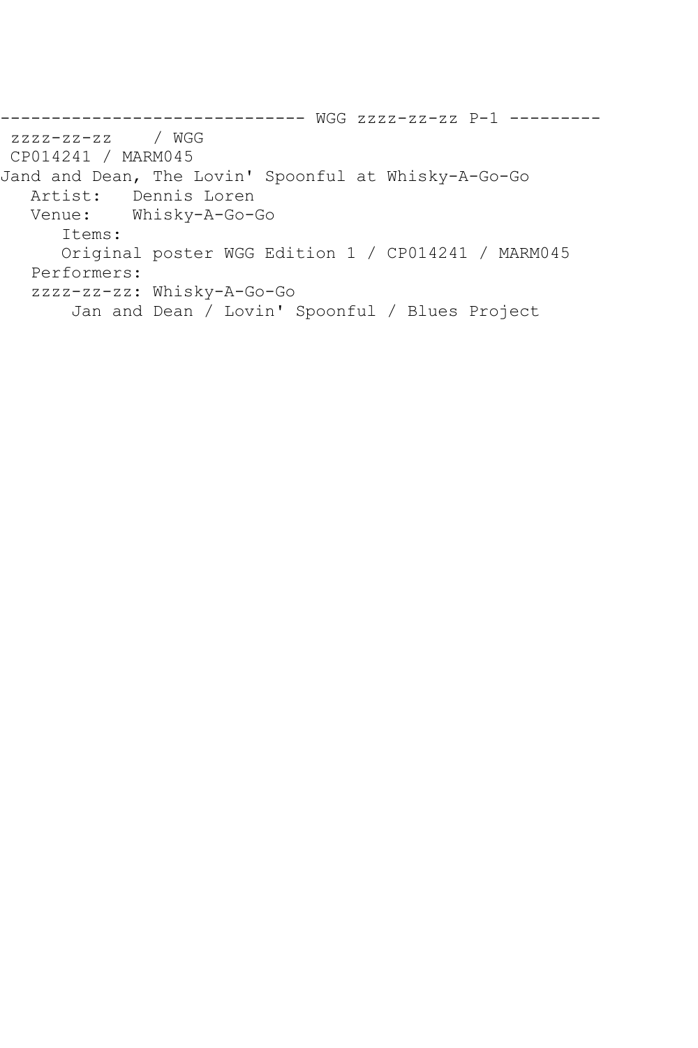```
------------------------------ WGG zzzz-zz-zz P-1 ---------
 zzzz-zz-zz    / WGG
 CP014241 / MARM045
Jand and Dean, The Lovin' Spoonful at Whisky-A-Go-Go
   Artist:   Dennis Loren
   Venue:    Whisky-A-Go-Go
      Items:
      Original poster WGG Edition 1 / CP014241 / MARM045
   Performers:
   zzzz-zz-zz: Whisky-A-Go-Go
       Jan and Dean / Lovin' Spoonful / Blues Project
```